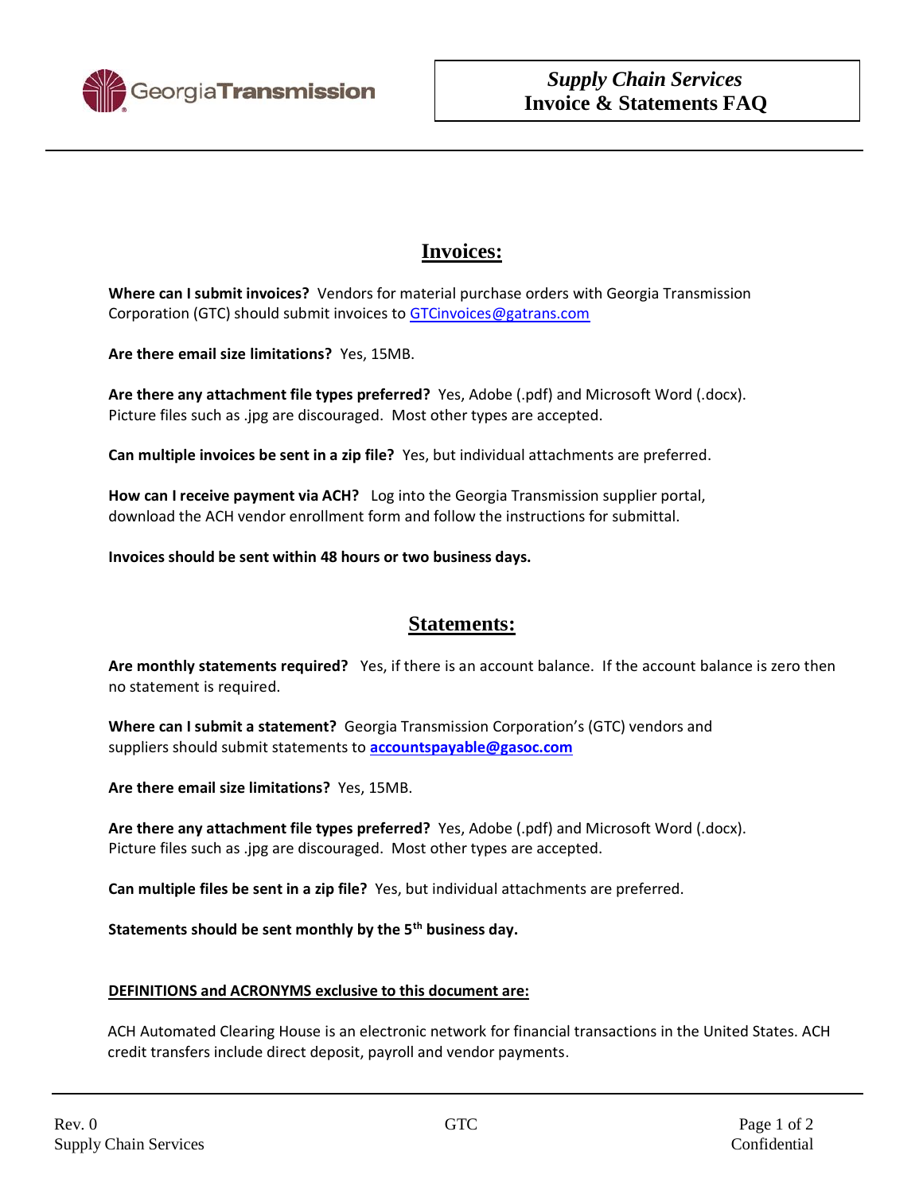# Supply Chain Services
# Invoice & Statements FAQ

## Invoices:

**Where can I submit invoices?** Vendors for material purchase orders with Georgia Transmission Corporation (GTC) should submit invoices to GTCinvoices@gatrans.com

**Are there email size limitations?** Yes, 15MB.

**Are there any attachment file types preferred?** Yes, Adobe (.pdf) and Microsoft Word (.docx). Picture files such as .jpg are discouraged. Most other types are accepted.

**Can multiple invoices be sent in a zip file?** Yes, but individual attachments are preferred.

**How can I receive payment via ACH?** Log into the Georgia Transmission supplier portal, download the ACH vendor enrollment form and follow the instructions for submittal.

**Invoices should be sent within 48 hours or two business days.**

## Statements:

**Are monthly statements required?** Yes, if there is an account balance. If the account balance is zero then no statement is required.

**Where can I submit a statement?** Georgia Transmission Corporation's (GTC) vendors and suppliers should submit statements to **accountspayable@gasoc.com**

**Are there email size limitations?** Yes, 15MB.

**Are there any attachment file types preferred?** Yes, Adobe (.pdf) and Microsoft Word (.docx). Picture files such as .jpg are discouraged. Most other types are accepted.

**Can multiple files be sent in a zip file?** Yes, but individual attachments are preferred.

**Statements should be sent monthly by the 5th business day.**

**DEFINITIONS and ACRONYMS exclusive to this document are:**

ACH Automated Clearing House is an electronic network for financial transactions in the United States. ACH credit transfers include direct deposit, payroll and vendor payments.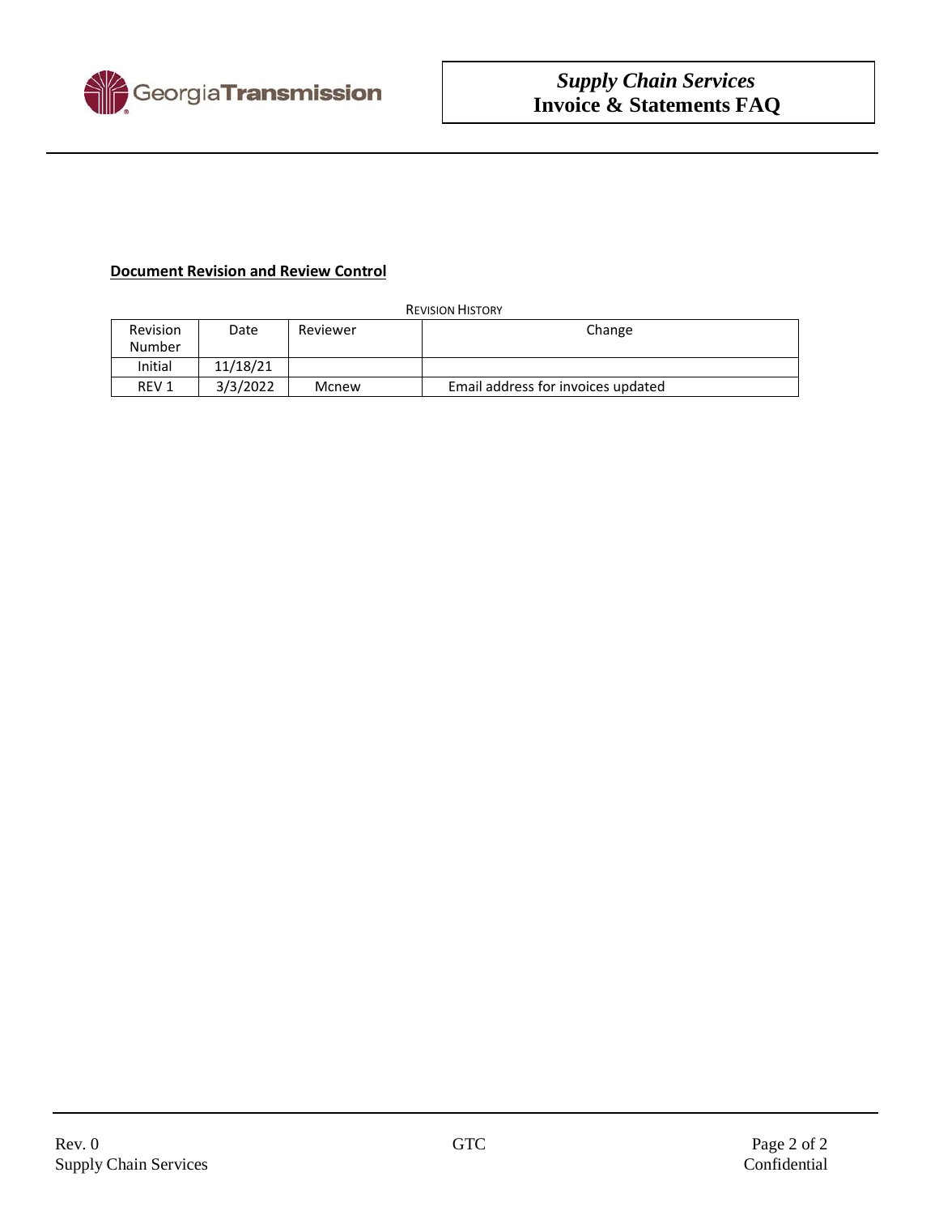**Document Revision and Review Control**

REVISION HISTORY

| Revision Number | Date | Reviewer | Change |
|---|---|---|---|
| Initial | 11/18/21 | | |
| REV 1 | 3/3/2022 | Mcnew | Email address for invoices updated |